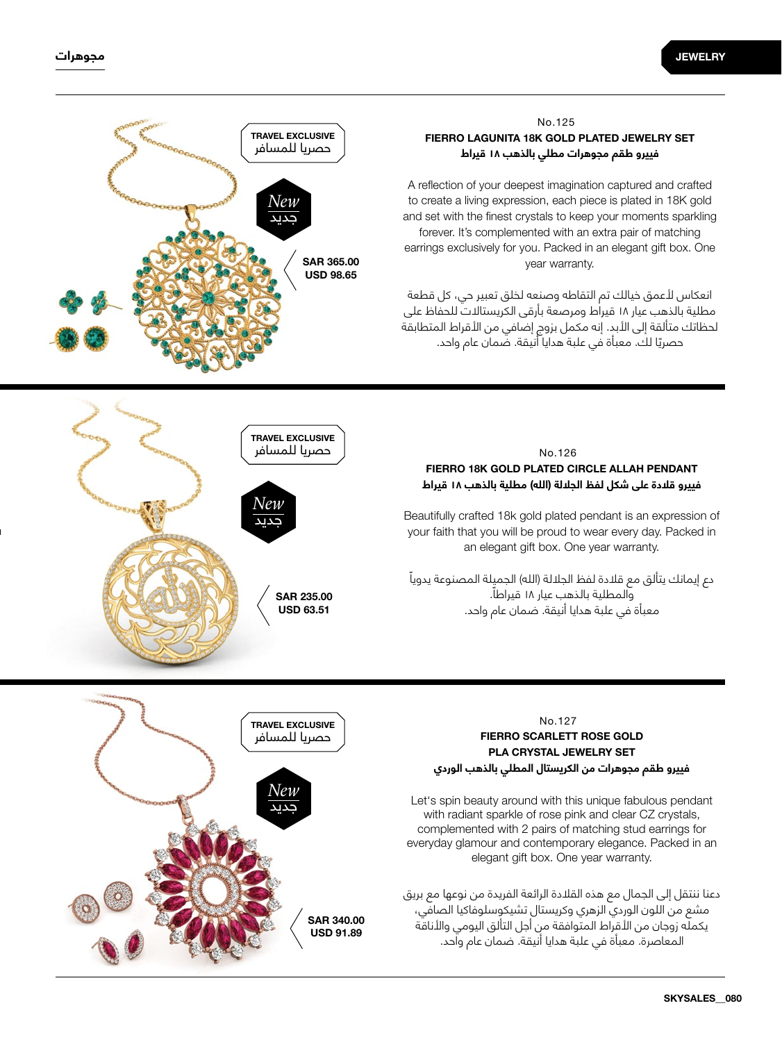## No.125

**FIERRO LAGUNITA 18K GOLD PLATED JEWELRY SET**

**فييرو طقم مجوهرات مطلي بالذهب ١٨ قيراط**

A reflection of your deepest imagination captured and crafted to create a living expression, each piece is plated in 18K gold and set with the finest crystals to keep your moments sparkling forever. It's complemented with an extra pair of matching earrings exclusively for you. Packed in an elegant gift box. One year warranty.

انعكاس لأعمق خيالك تم التقاطه وصنعه لخلق تعبير حي، كل قطعة مطلية بالذهب عيار ١٨ قيراط ومرصعة بأرقى الكريستالات للحفاظ على لحظاتك متألقة إلى الأبد. إنه مكمل بزوج إضافي من الأقراط المتطابقة حصريًا لك. معبأة في علبة هدايا أنيقة. ضمان عام واحد.

TRAVEL EXCLUSIVE
حصريا للمسافر

New
جديد

SAR 365.00
USD 98.65

---

## No.126

**FIERRO 18K GOLD PLATED CIRCLE ALLAH PENDANT**

**فييرو قلادة على شكل لفظ الجلالة (الله) مطلية بالذهب ١٨ قيراط**

Beautifully crafted 18k gold plated pendant is an expression of your faith that you will be proud to wear every day. Packed in an elegant gift box. One year warranty.

دع إيمانك يتألق مع قلادة لفظ الجلالة (الله) الجميلة المصنوعة يدوياً والمطلية بالذهب عيار ١٨ قيراطاً.
معبأة في علبة هدايا أنيقة. ضمان عام واحد.

TRAVEL EXCLUSIVE
حصريا للمسافر

New
جديد

SAR 235.00
USD 63.51

---

## No.127

**FIERRO SCARLETT ROSE GOLD PLA CRYSTAL JEWELRY SET**

**فييرو طقم مجوهرات من الكريستال المطلي بالذهب الوردي**

Let's spin beauty around with this unique fabulous pendant with radiant sparkle of rose pink and clear CZ crystals, complemented with 2 pairs of matching stud earrings for everyday glamour and contemporary elegance. Packed in an elegant gift box. One year warranty.

دعنا ننتقل إلى الجمال مع هذه القلادة الرائعة الفريدة من نوعها مع بريق مشع من اللون الوردي الزهري وكريستال تشيكوسلوفاكيا الصافي، يكمله زوجان من الأقراط المتوافقة من أجل التألق اليومي والأناقة المعاصرة. معبأة في علبة هدايا أنيقة. ضمان عام واحد.

TRAVEL EXCLUSIVE
حصريا للمسافر

New
جديد

SAR 340.00
USD 91.89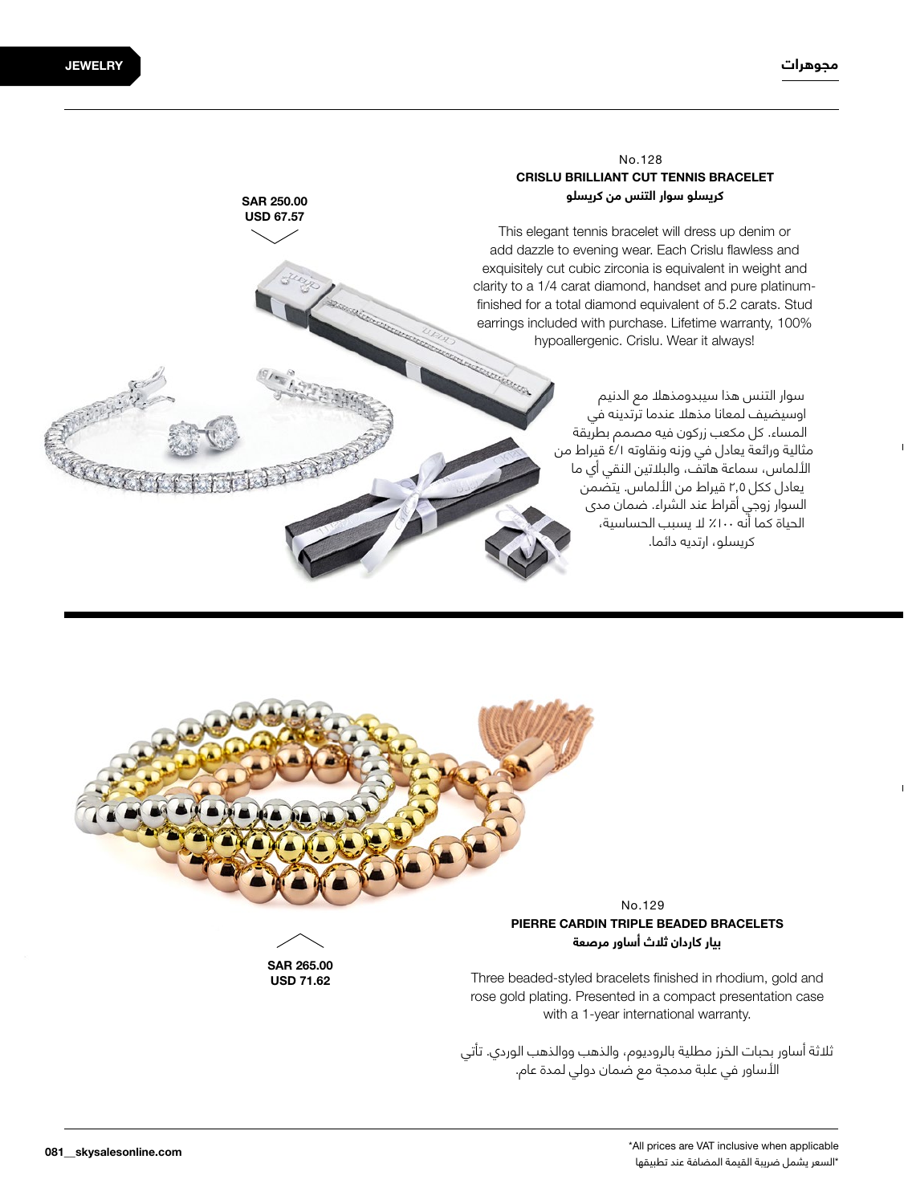JEWELRY

مجوهرات

No.128

**CRISLU BRILLIANT CUT TENNIS BRACELET**

**كريسلو سوار التنس من كريسلو**

**SAR 250.00**
**USD 67.57**

This elegant tennis bracelet will dress up denim or add dazzle to evening wear. Each Crislu flawless and exquisitely cut cubic zirconia is equivalent in weight and clarity to a 1/4 carat diamond, handset and pure platinum-finished for a total diamond equivalent of 5.2 carats. Stud earrings included with purchase. Lifetime warranty, 100% hypoallergenic. Crislu. Wear it always!

سوار التنس هذا سيبدومذهلا مع الدنيم اوسيضيف لمعانا مذهلا عندما ترتدينه في المساء. كل مكعب زركون فيه مصمم بطريقة مثالية ورائعة يعادل في وزنه ونقاوته ٤/١ قيراط من الألماس، سماعة هاتف، والبلاتين النقي أي ما يعادل ككل ٢,٥ قيراط من الألماس. يتضمن السوار زوجي أقراط عند الشراء. ضمان مدى الحياة كما أنه ١٠٠٪ لا يسبب الحساسية، كريسلو، ارتديه دائما.

No.129

**PIERRE CARDIN TRIPLE BEADED BRACELETS**

**بيار كاردان ثلاث أساور مرصعة**

**SAR 265.00**
**USD 71.62**

Three beaded-styled bracelets finished in rhodium, gold and rose gold plating. Presented in a compact presentation case with a 1-year international warranty.

ثلاثة أساور بحبات الخرز مطلية بالروديوم، والذهب والذهب الوردي. تأتي الأساور في علبة مدمجة مع ضمان دولي لمدة عام.

081__skysalesonline.com

*All prices are VAT inclusive when applicable

*السعر يشمل ضريبة القيمة المضافة عند تطبيقها